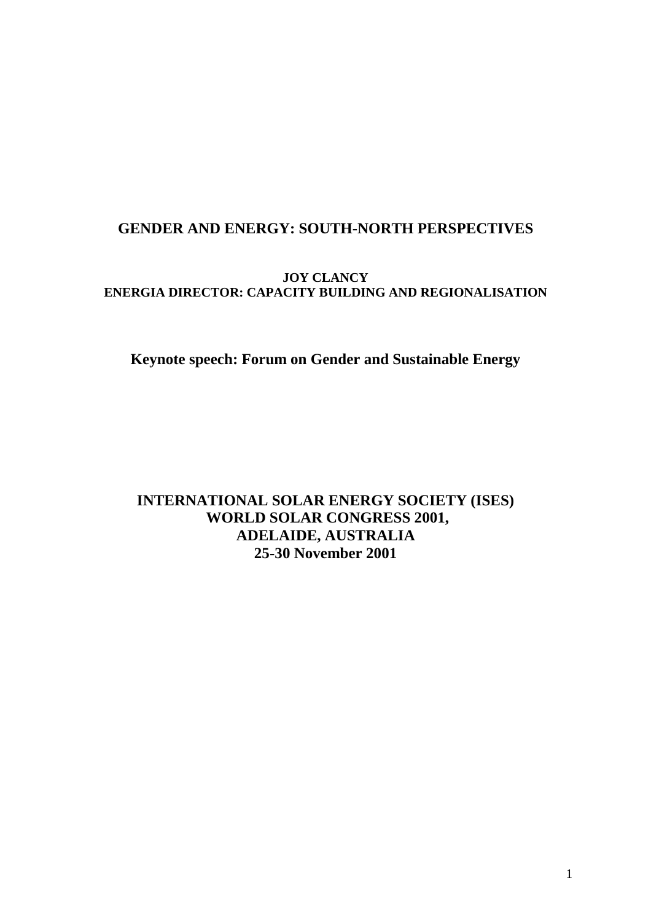# GENDER AND ENERGY: SOUTH-NORTH PERSPECTIVES

**JOY CLANCY**
**ENERGIA DIRECTOR: CAPACITY BUILDING AND REGIONALISATION**

## Keynote speech: Forum on Gender and Sustainable Energy

**INTERNATIONAL SOLAR ENERGY SOCIETY (ISES)**
**WORLD SOLAR CONGRESS 2001,**
**ADELAIDE, AUSTRALIA**
**25-30 November 2001**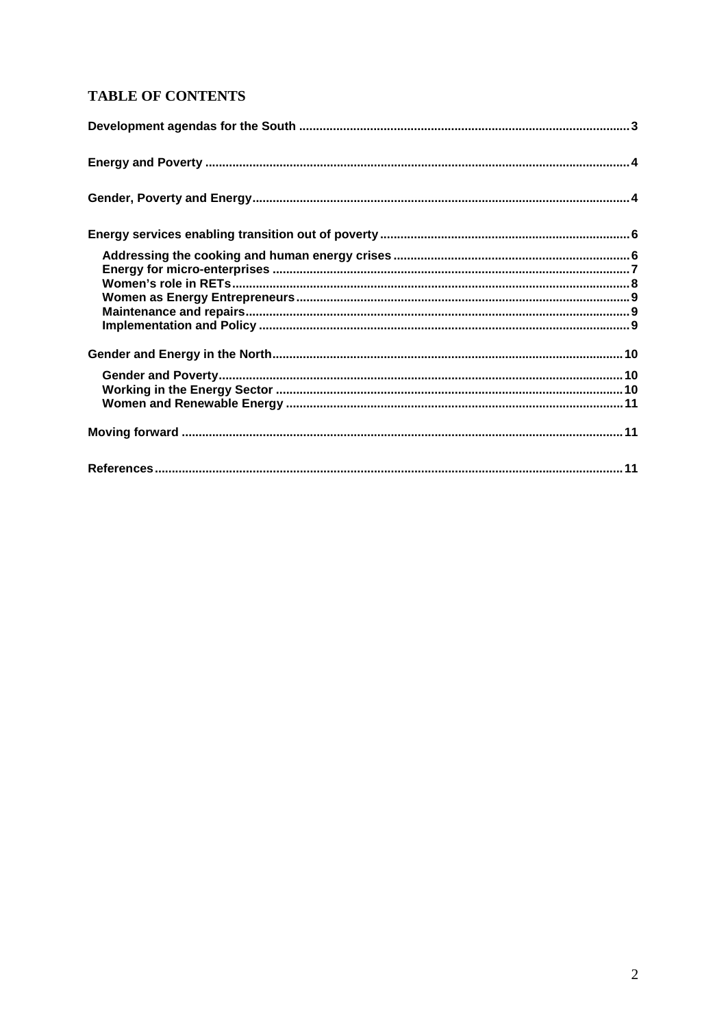## TABLE OF CONTENTS

Development agendas for the South ........ 3

Energy and Poverty ........ 4

Gender, Poverty and Energy ........ 4

Energy services enabling transition out of poverty ........ 6

- Addressing the cooking and human energy crises ........ 6
- Energy for micro-enterprises ........ 7
- Women's role in RETs ........ 8
- Women as Energy Entrepreneurs ........ 9
- Maintenance and repairs ........ 9
- Implementation and Policy ........ 9

Gender and Energy in the North ........ 10

- Gender and Poverty ........ 10
- Working in the Energy Sector ........ 10
- Women and Renewable Energy ........ 11

Moving forward ........ 11

References ........ 11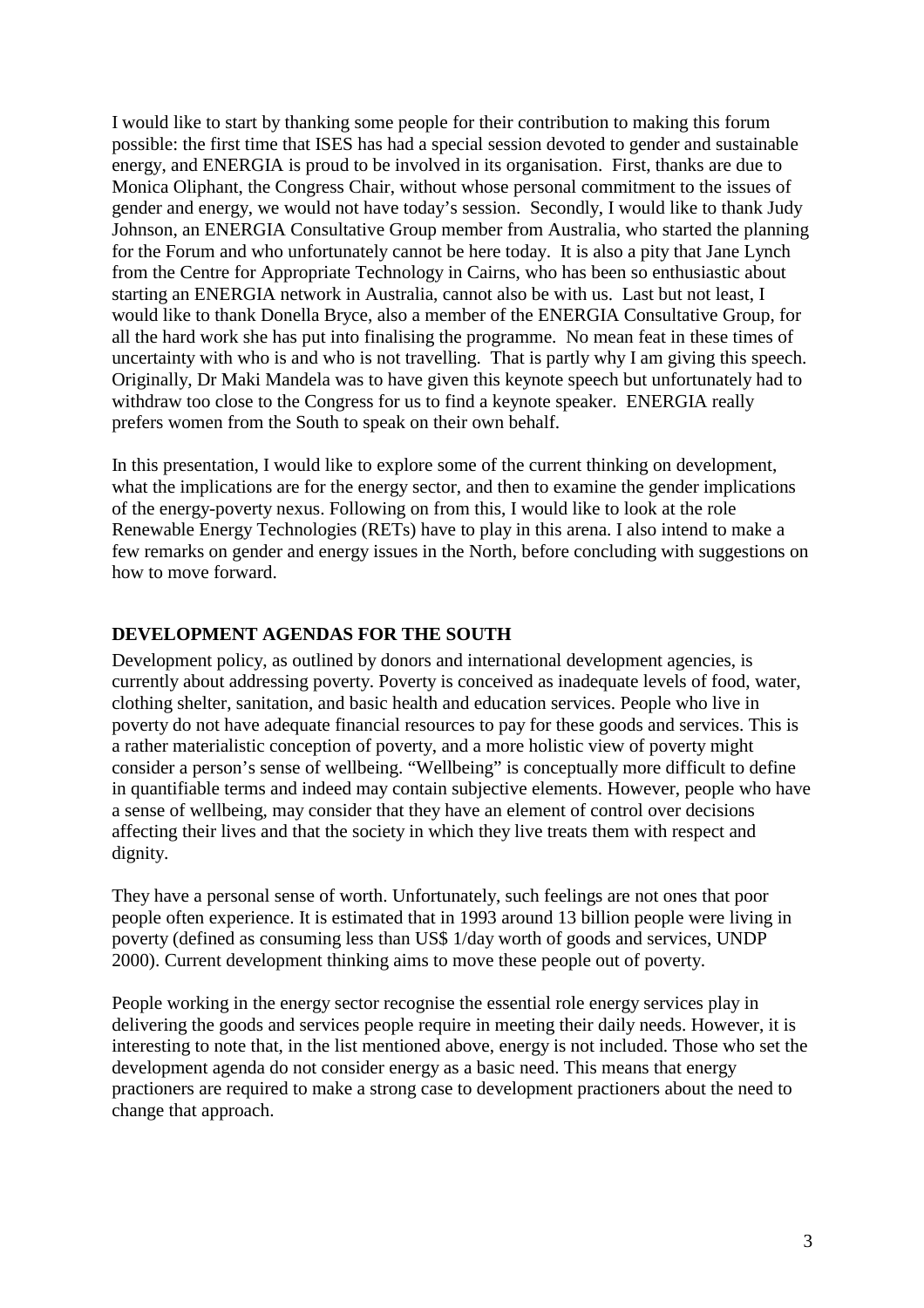I would like to start by thanking some people for their contribution to making this forum possible: the first time that ISES has had a special session devoted to gender and sustainable energy, and ENERGIA is proud to be involved in its organisation. First, thanks are due to Monica Oliphant, the Congress Chair, without whose personal commitment to the issues of gender and energy, we would not have today's session. Secondly, I would like to thank Judy Johnson, an ENERGIA Consultative Group member from Australia, who started the planning for the Forum and who unfortunately cannot be here today. It is also a pity that Jane Lynch from the Centre for Appropriate Technology in Cairns, who has been so enthusiastic about starting an ENERGIA network in Australia, cannot also be with us. Last but not least, I would like to thank Donella Bryce, also a member of the ENERGIA Consultative Group, for all the hard work she has put into finalising the programme. No mean feat in these times of uncertainty with who is and who is not travelling. That is partly why I am giving this speech. Originally, Dr Maki Mandela was to have given this keynote speech but unfortunately had to withdraw too close to the Congress for us to find a keynote speaker. ENERGIA really prefers women from the South to speak on their own behalf.

In this presentation, I would like to explore some of the current thinking on development, what the implications are for the energy sector, and then to examine the gender implications of the energy-poverty nexus. Following on from this, I would like to look at the role Renewable Energy Technologies (RETs) have to play in this arena. I also intend to make a few remarks on gender and energy issues in the North, before concluding with suggestions on how to move forward.

## DEVELOPMENT AGENDAS FOR THE SOUTH

Development policy, as outlined by donors and international development agencies, is currently about addressing poverty. Poverty is conceived as inadequate levels of food, water, clothing shelter, sanitation, and basic health and education services. People who live in poverty do not have adequate financial resources to pay for these goods and services. This is a rather materialistic conception of poverty, and a more holistic view of poverty might consider a person's sense of wellbeing. "Wellbeing" is conceptually more difficult to define in quantifiable terms and indeed may contain subjective elements. However, people who have a sense of wellbeing, may consider that they have an element of control over decisions affecting their lives and that the society in which they live treats them with respect and dignity.

They have a personal sense of worth. Unfortunately, such feelings are not ones that poor people often experience. It is estimated that in 1993 around 13 billion people were living in poverty (defined as consuming less than US$ 1/day worth of goods and services, UNDP 2000). Current development thinking aims to move these people out of poverty.

People working in the energy sector recognise the essential role energy services play in delivering the goods and services people require in meeting their daily needs. However, it is interesting to note that, in the list mentioned above, energy is not included. Those who set the development agenda do not consider energy as a basic need. This means that energy practioners are required to make a strong case to development practioners about the need to change that approach.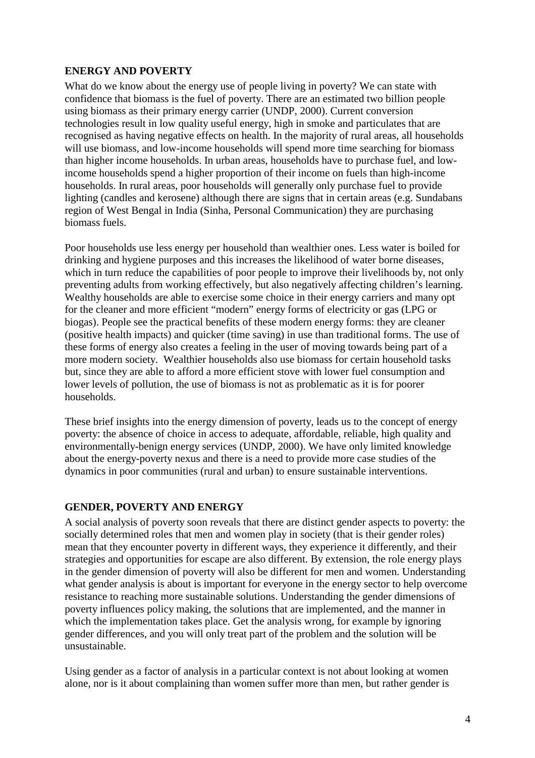## ENERGY AND POVERTY

What do we know about the energy use of people living in poverty? We can state with confidence that biomass is the fuel of poverty. There are an estimated two billion people using biomass as their primary energy carrier (UNDP, 2000). Current conversion technologies result in low quality useful energy, high in smoke and particulates that are recognised as having negative effects on health. In the majority of rural areas, all households will use biomass, and low-income households will spend more time searching for biomass than higher income households. In urban areas, households have to purchase fuel, and low-income households spend a higher proportion of their income on fuels than high-income households. In rural areas, poor households will generally only purchase fuel to provide lighting (candles and kerosene) although there are signs that in certain areas (e.g. Sundabans region of West Bengal in India (Sinha, Personal Communication) they are purchasing biomass fuels.

Poor households use less energy per household than wealthier ones. Less water is boiled for drinking and hygiene purposes and this increases the likelihood of water borne diseases, which in turn reduce the capabilities of poor people to improve their livelihoods by, not only preventing adults from working effectively, but also negatively affecting children's learning. Wealthy households are able to exercise some choice in their energy carriers and many opt for the cleaner and more efficient "modern" energy forms of electricity or gas (LPG or biogas). People see the practical benefits of these modern energy forms: they are cleaner (positive health impacts) and quicker (time saving) in use than traditional forms. The use of these forms of energy also creates a feeling in the user of moving towards being part of a more modern society. Wealthier households also use biomass for certain household tasks but, since they are able to afford a more efficient stove with lower fuel consumption and lower levels of pollution, the use of biomass is not as problematic as it is for poorer households.

These brief insights into the energy dimension of poverty, leads us to the concept of energy poverty: the absence of choice in access to adequate, affordable, reliable, high quality and environmentally-benign energy services (UNDP, 2000). We have only limited knowledge about the energy-poverty nexus and there is a need to provide more case studies of the dynamics in poor communities (rural and urban) to ensure sustainable interventions.

## GENDER, POVERTY AND ENERGY

A social analysis of poverty soon reveals that there are distinct gender aspects to poverty: the socially determined roles that men and women play in society (that is their gender roles) mean that they encounter poverty in different ways, they experience it differently, and their strategies and opportunities for escape are also different. By extension, the role energy plays in the gender dimension of poverty will also be different for men and women. Understanding what gender analysis is about is important for everyone in the energy sector to help overcome resistance to reaching more sustainable solutions. Understanding the gender dimensions of poverty influences policy making, the solutions that are implemented, and the manner in which the implementation takes place. Get the analysis wrong, for example by ignoring gender differences, and you will only treat part of the problem and the solution will be unsustainable.

Using gender as a factor of analysis in a particular context is not about looking at women alone, nor is it about complaining than women suffer more than men, but rather gender is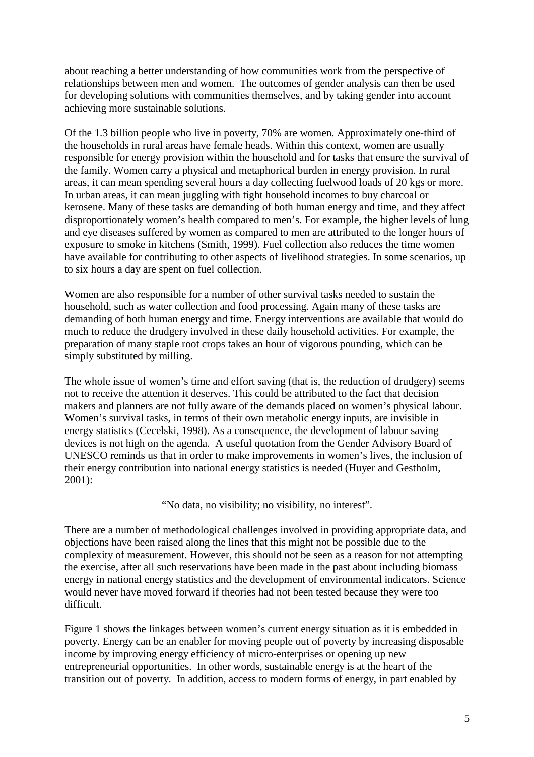about reaching a better understanding of how communities work from the perspective of relationships between men and women. The outcomes of gender analysis can then be used for developing solutions with communities themselves, and by taking gender into account achieving more sustainable solutions.

Of the 1.3 billion people who live in poverty, 70% are women. Approximately one-third of the households in rural areas have female heads. Within this context, women are usually responsible for energy provision within the household and for tasks that ensure the survival of the family. Women carry a physical and metaphorical burden in energy provision. In rural areas, it can mean spending several hours a day collecting fuelwood loads of 20 kgs or more. In urban areas, it can mean juggling with tight household incomes to buy charcoal or kerosene. Many of these tasks are demanding of both human energy and time, and they affect disproportionately women's health compared to men's. For example, the higher levels of lung and eye diseases suffered by women as compared to men are attributed to the longer hours of exposure to smoke in kitchens (Smith, 1999). Fuel collection also reduces the time women have available for contributing to other aspects of livelihood strategies. In some scenarios, up to six hours a day are spent on fuel collection.

Women are also responsible for a number of other survival tasks needed to sustain the household, such as water collection and food processing. Again many of these tasks are demanding of both human energy and time. Energy interventions are available that would do much to reduce the drudgery involved in these daily household activities. For example, the preparation of many staple root crops takes an hour of vigorous pounding, which can be simply substituted by milling.

The whole issue of women's time and effort saving (that is, the reduction of drudgery) seems not to receive the attention it deserves. This could be attributed to the fact that decision makers and planners are not fully aware of the demands placed on women's physical labour. Women's survival tasks, in terms of their own metabolic energy inputs, are invisible in energy statistics (Cecelski, 1998). As a consequence, the development of labour saving devices is not high on the agenda. A useful quotation from the Gender Advisory Board of UNESCO reminds us that in order to make improvements in women's lives, the inclusion of their energy contribution into national energy statistics is needed (Huyer and Gestholm, 2001):

> "No data, no visibility; no visibility, no interest".

There are a number of methodological challenges involved in providing appropriate data, and objections have been raised along the lines that this might not be possible due to the complexity of measurement. However, this should not be seen as a reason for not attempting the exercise, after all such reservations have been made in the past about including biomass energy in national energy statistics and the development of environmental indicators. Science would never have moved forward if theories had not been tested because they were too difficult.

Figure 1 shows the linkages between women's current energy situation as it is embedded in poverty. Energy can be an enabler for moving people out of poverty by increasing disposable income by improving energy efficiency of micro-enterprises or opening up new entrepreneurial opportunities. In other words, sustainable energy is at the heart of the transition out of poverty. In addition, access to modern forms of energy, in part enabled by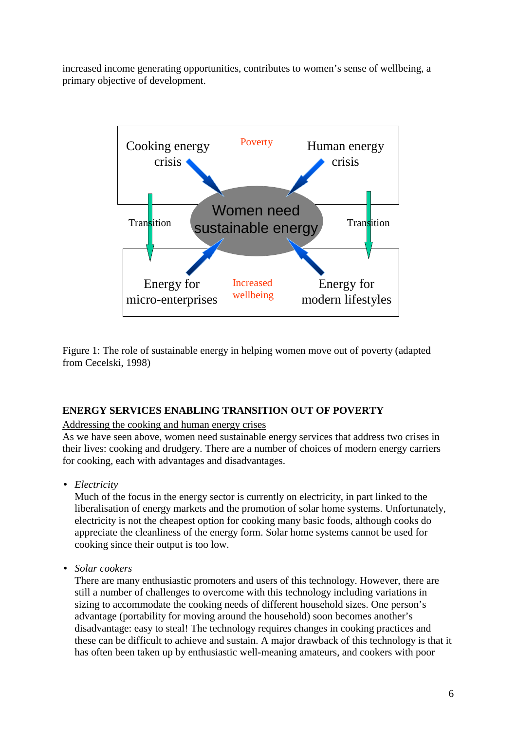increased income generating opportunities, contributes to women's sense of wellbeing, a primary objective of development.

Cooking energy crisis — Poverty — Human energy crisis

Transition — Women need sustainable energy — Transition

Energy for micro-enterprises — Increased wellbeing — Energy for modern lifestyles

Figure 1: The role of sustainable energy in helping women move out of poverty (adapted from Cecelski, 1998)

**ENERGY SERVICES ENABLING TRANSITION OUT OF POVERTY**

Addressing the cooking and human energy crises

As we have seen above, women need sustainable energy services that address two crises in their lives: cooking and drudgery. There are a number of choices of modern energy carriers for cooking, each with advantages and disadvantages.

- *Electricity*
  Much of the focus in the energy sector is currently on electricity, in part linked to the liberalisation of energy markets and the promotion of solar home systems. Unfortunately, electricity is not the cheapest option for cooking many basic foods, although cooks do appreciate the cleanliness of the energy form. Solar home systems cannot be used for cooking since their output is too low.

- *Solar cookers*
  There are many enthusiastic promoters and users of this technology. However, there are still a number of challenges to overcome with this technology including variations in sizing to accommodate the cooking needs of different household sizes. One person's advantage (portability for moving around the household) soon becomes another's disadvantage: easy to steal! The technology requires changes in cooking practices and these can be difficult to achieve and sustain. A major drawback of this technology is that it has often been taken up by enthusiastic well-meaning amateurs, and cookers with poor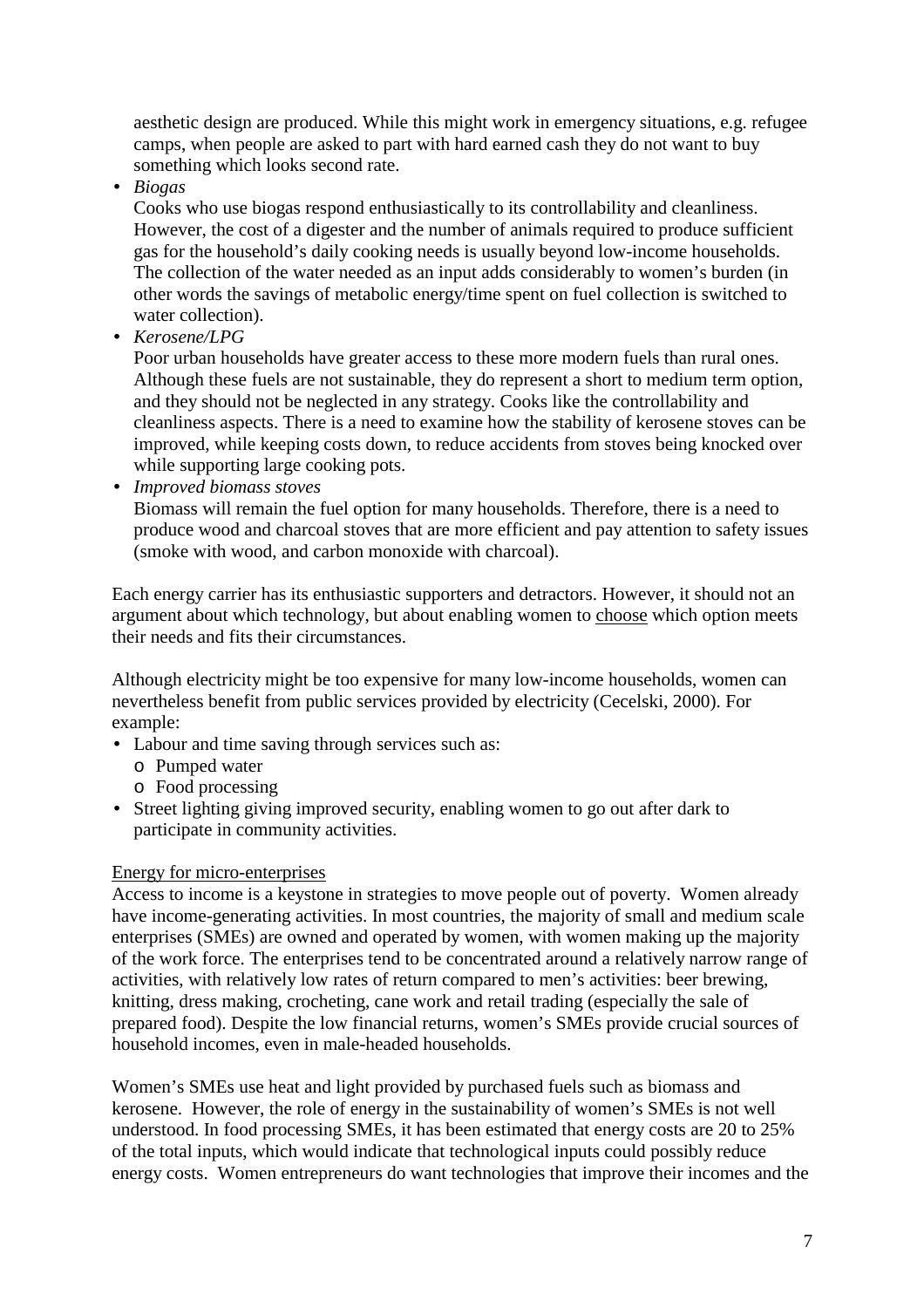aesthetic design are produced. While this might work in emergency situations, e.g. refugee camps, when people are asked to part with hard earned cash they do not want to buy something which looks second rate.

- *Biogas*
  Cooks who use biogas respond enthusiastically to its controllability and cleanliness. However, the cost of a digester and the number of animals required to produce sufficient gas for the household's daily cooking needs is usually beyond low-income households. The collection of the water needed as an input adds considerably to women's burden (in other words the savings of metabolic energy/time spent on fuel collection is switched to water collection).
- *Kerosene/LPG*
  Poor urban households have greater access to these more modern fuels than rural ones. Although these fuels are not sustainable, they do represent a short to medium term option, and they should not be neglected in any strategy. Cooks like the controllability and cleanliness aspects. There is a need to examine how the stability of kerosene stoves can be improved, while keeping costs down, to reduce accidents from stoves being knocked over while supporting large cooking pots.
- *Improved biomass stoves*
  Biomass will remain the fuel option for many households. Therefore, there is a need to produce wood and charcoal stoves that are more efficient and pay attention to safety issues (smoke with wood, and carbon monoxide with charcoal).

Each energy carrier has its enthusiastic supporters and detractors. However, it should not an argument about which technology, but about enabling women to <u>choose</u> which option meets their needs and fits their circumstances.

Although electricity might be too expensive for many low-income households, women can nevertheless benefit from public services provided by electricity (Cecelski, 2000). For example:

- Labour and time saving through services such as:
  - Pumped water
  - Food processing
- Street lighting giving improved security, enabling women to go out after dark to participate in community activities.

<u>Energy for micro-enterprises</u>

Access to income is a keystone in strategies to move people out of poverty. Women already have income-generating activities. In most countries, the majority of small and medium scale enterprises (SMEs) are owned and operated by women, with women making up the majority of the work force. The enterprises tend to be concentrated around a relatively narrow range of activities, with relatively low rates of return compared to men's activities: beer brewing, knitting, dress making, crocheting, cane work and retail trading (especially the sale of prepared food). Despite the low financial returns, women's SMEs provide crucial sources of household incomes, even in male-headed households.

Women's SMEs use heat and light provided by purchased fuels such as biomass and kerosene. However, the role of energy in the sustainability of women's SMEs is not well understood. In food processing SMEs, it has been estimated that energy costs are 20 to 25% of the total inputs, which would indicate that technological inputs could possibly reduce energy costs. Women entrepreneurs do want technologies that improve their incomes and the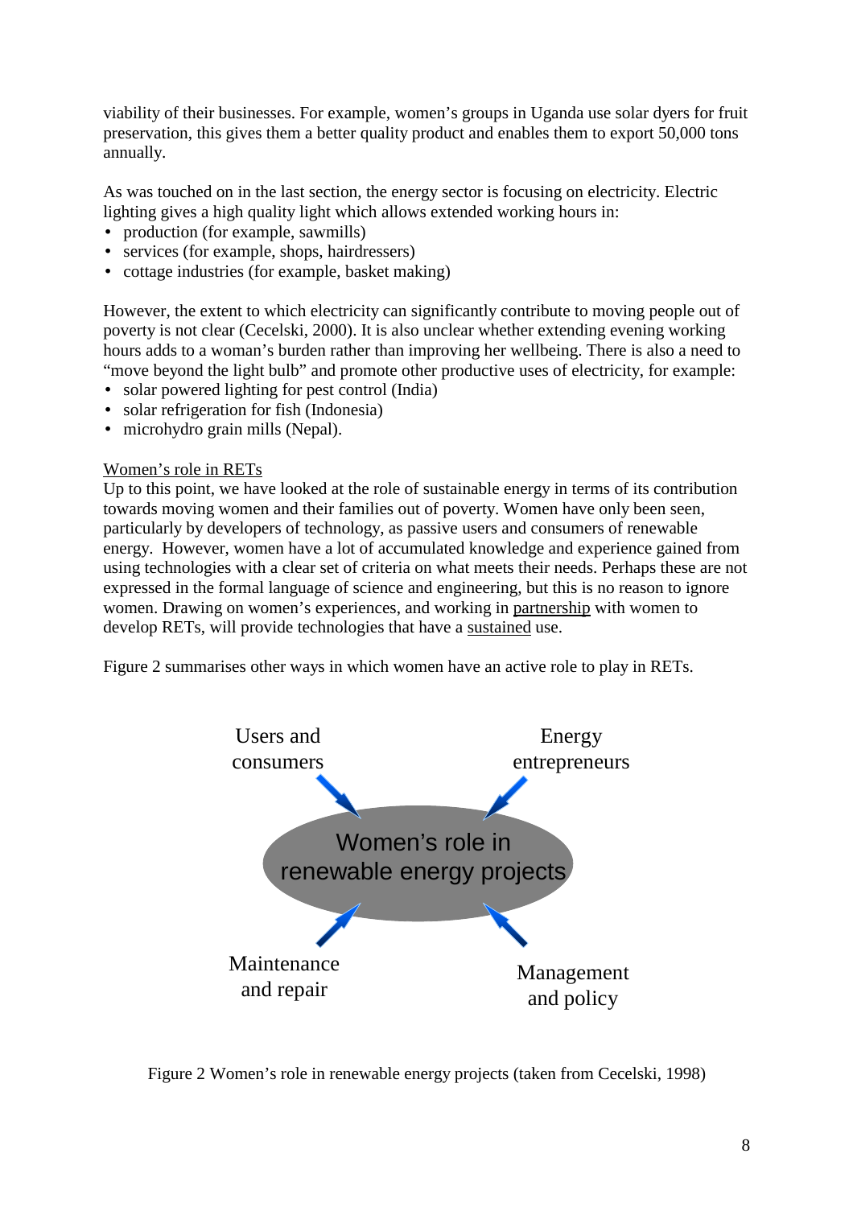viability of their businesses. For example, women's groups in Uganda use solar dyers for fruit preservation, this gives them a better quality product and enables them to export 50,000 tons annually.

As was touched on in the last section, the energy sector is focusing on electricity. Electric lighting gives a high quality light which allows extended working hours in:

- production (for example, sawmills)
- services (for example, shops, hairdressers)
- cottage industries (for example, basket making)

However, the extent to which electricity can significantly contribute to moving people out of poverty is not clear (Cecelski, 2000). It is also unclear whether extending evening working hours adds to a woman's burden rather than improving her wellbeing. There is also a need to "move beyond the light bulb" and promote other productive uses of electricity, for example:

- solar powered lighting for pest control (India)
- solar refrigeration for fish (Indonesia)
- microhydro grain mills (Nepal).

Women's role in RETs

Up to this point, we have looked at the role of sustainable energy in terms of its contribution towards moving women and their families out of poverty. Women have only been seen, particularly by developers of technology, as passive users and consumers of renewable energy. However, women have a lot of accumulated knowledge and experience gained from using technologies with a clear set of criteria on what meets their needs. Perhaps these are not expressed in the formal language of science and engineering, but this is no reason to ignore women. Drawing on women's experiences, and working in partnership with women to develop RETs, will provide technologies that have a sustained use.

Figure 2 summarises other ways in which women have an active role to play in RETs.

Users and consumers

Energy entrepreneurs

Women's role in renewable energy projects

Maintenance and repair

Management and policy

Figure 2 Women's role in renewable energy projects (taken from Cecelski, 1998)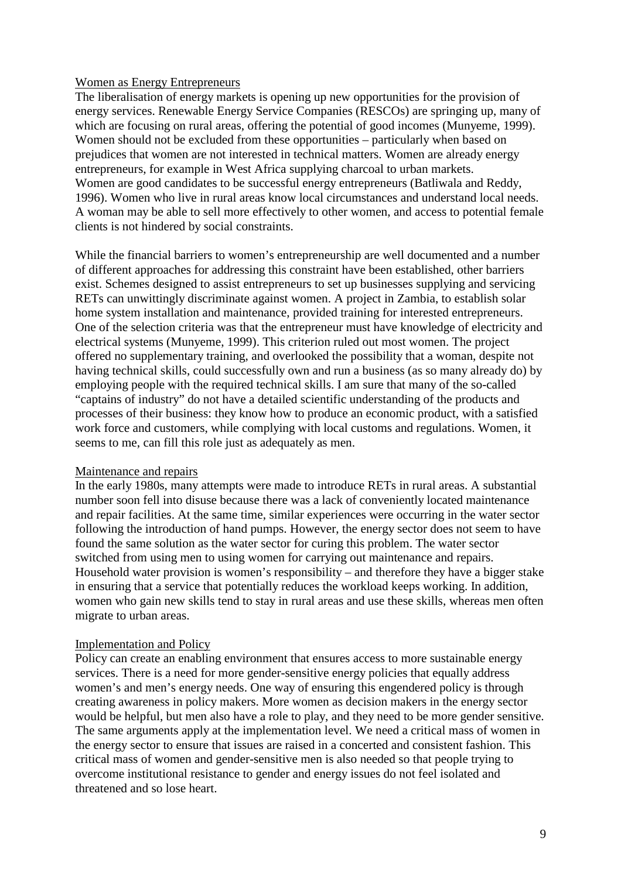### Women as Energy Entrepreneurs

The liberalisation of energy markets is opening up new opportunities for the provision of energy services. Renewable Energy Service Companies (RESCOs) are springing up, many of which are focusing on rural areas, offering the potential of good incomes (Munyeme, 1999). Women should not be excluded from these opportunities – particularly when based on prejudices that women are not interested in technical matters. Women are already energy entrepreneurs, for example in West Africa supplying charcoal to urban markets.
Women are good candidates to be successful energy entrepreneurs (Batliwala and Reddy, 1996). Women who live in rural areas know local circumstances and understand local needs. A woman may be able to sell more effectively to other women, and access to potential female clients is not hindered by social constraints.

While the financial barriers to women's entrepreneurship are well documented and a number of different approaches for addressing this constraint have been established, other barriers exist. Schemes designed to assist entrepreneurs to set up businesses supplying and servicing RETs can unwittingly discriminate against women. A project in Zambia, to establish solar home system installation and maintenance, provided training for interested entrepreneurs. One of the selection criteria was that the entrepreneur must have knowledge of electricity and electrical systems (Munyeme, 1999). This criterion ruled out most women. The project offered no supplementary training, and overlooked the possibility that a woman, despite not having technical skills, could successfully own and run a business (as so many already do) by employing people with the required technical skills. I am sure that many of the so-called "captains of industry" do not have a detailed scientific understanding of the products and processes of their business: they know how to produce an economic product, with a satisfied work force and customers, while complying with local customs and regulations. Women, it seems to me, can fill this role just as adequately as men.

### Maintenance and repairs

In the early 1980s, many attempts were made to introduce RETs in rural areas. A substantial number soon fell into disuse because there was a lack of conveniently located maintenance and repair facilities. At the same time, similar experiences were occurring in the water sector following the introduction of hand pumps. However, the energy sector does not seem to have found the same solution as the water sector for curing this problem. The water sector switched from using men to using women for carrying out maintenance and repairs. Household water provision is women's responsibility – and therefore they have a bigger stake in ensuring that a service that potentially reduces the workload keeps working. In addition, women who gain new skills tend to stay in rural areas and use these skills, whereas men often migrate to urban areas.

### Implementation and Policy

Policy can create an enabling environment that ensures access to more sustainable energy services. There is a need for more gender-sensitive energy policies that equally address women's and men's energy needs. One way of ensuring this engendered policy is through creating awareness in policy makers. More women as decision makers in the energy sector would be helpful, but men also have a role to play, and they need to be more gender sensitive. The same arguments apply at the implementation level. We need a critical mass of women in the energy sector to ensure that issues are raised in a concerted and consistent fashion. This critical mass of women and gender-sensitive men is also needed so that people trying to overcome institutional resistance to gender and energy issues do not feel isolated and threatened and so lose heart.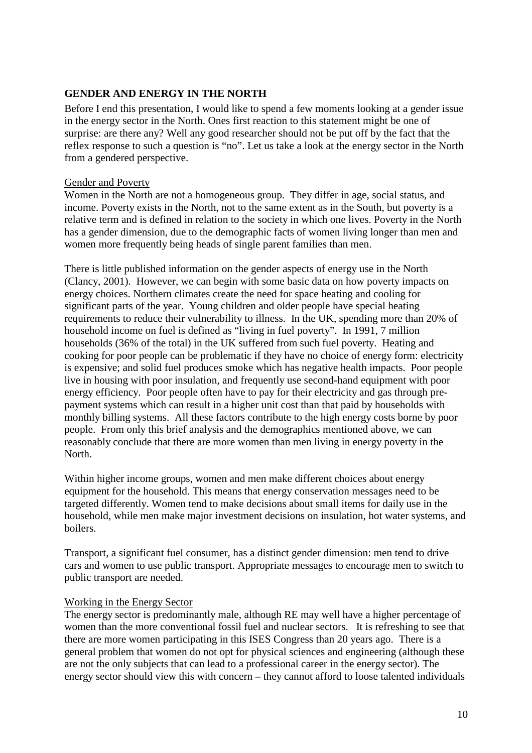## GENDER AND ENERGY IN THE NORTH

Before I end this presentation, I would like to spend a few moments looking at a gender issue in the energy sector in the North. Ones first reaction to this statement might be one of surprise: are there any? Well any good researcher should not be put off by the fact that the reflex response to such a question is "no". Let us take a look at the energy sector in the North from a gendered perspective.

### Gender and Poverty

Women in the North are not a homogeneous group. They differ in age, social status, and income. Poverty exists in the North, not to the same extent as in the South, but poverty is a relative term and is defined in relation to the society in which one lives. Poverty in the North has a gender dimension, due to the demographic facts of women living longer than men and women more frequently being heads of single parent families than men.

There is little published information on the gender aspects of energy use in the North (Clancy, 2001). However, we can begin with some basic data on how poverty impacts on energy choices. Northern climates create the need for space heating and cooling for significant parts of the year. Young children and older people have special heating requirements to reduce their vulnerability to illness. In the UK, spending more than 20% of household income on fuel is defined as "living in fuel poverty". In 1991, 7 million households (36% of the total) in the UK suffered from such fuel poverty. Heating and cooking for poor people can be problematic if they have no choice of energy form: electricity is expensive; and solid fuel produces smoke which has negative health impacts. Poor people live in housing with poor insulation, and frequently use second-hand equipment with poor energy efficiency. Poor people often have to pay for their electricity and gas through pre-payment systems which can result in a higher unit cost than that paid by households with monthly billing systems. All these factors contribute to the high energy costs borne by poor people. From only this brief analysis and the demographics mentioned above, we can reasonably conclude that there are more women than men living in energy poverty in the North.

Within higher income groups, women and men make different choices about energy equipment for the household. This means that energy conservation messages need to be targeted differently. Women tend to make decisions about small items for daily use in the household, while men make major investment decisions on insulation, hot water systems, and boilers.

Transport, a significant fuel consumer, has a distinct gender dimension: men tend to drive cars and women to use public transport. Appropriate messages to encourage men to switch to public transport are needed.

### Working in the Energy Sector

The energy sector is predominantly male, although RE may well have a higher percentage of women than the more conventional fossil fuel and nuclear sectors. It is refreshing to see that there are more women participating in this ISES Congress than 20 years ago. There is a general problem that women do not opt for physical sciences and engineering (although these are not the only subjects that can lead to a professional career in the energy sector). The energy sector should view this with concern – they cannot afford to loose talented individuals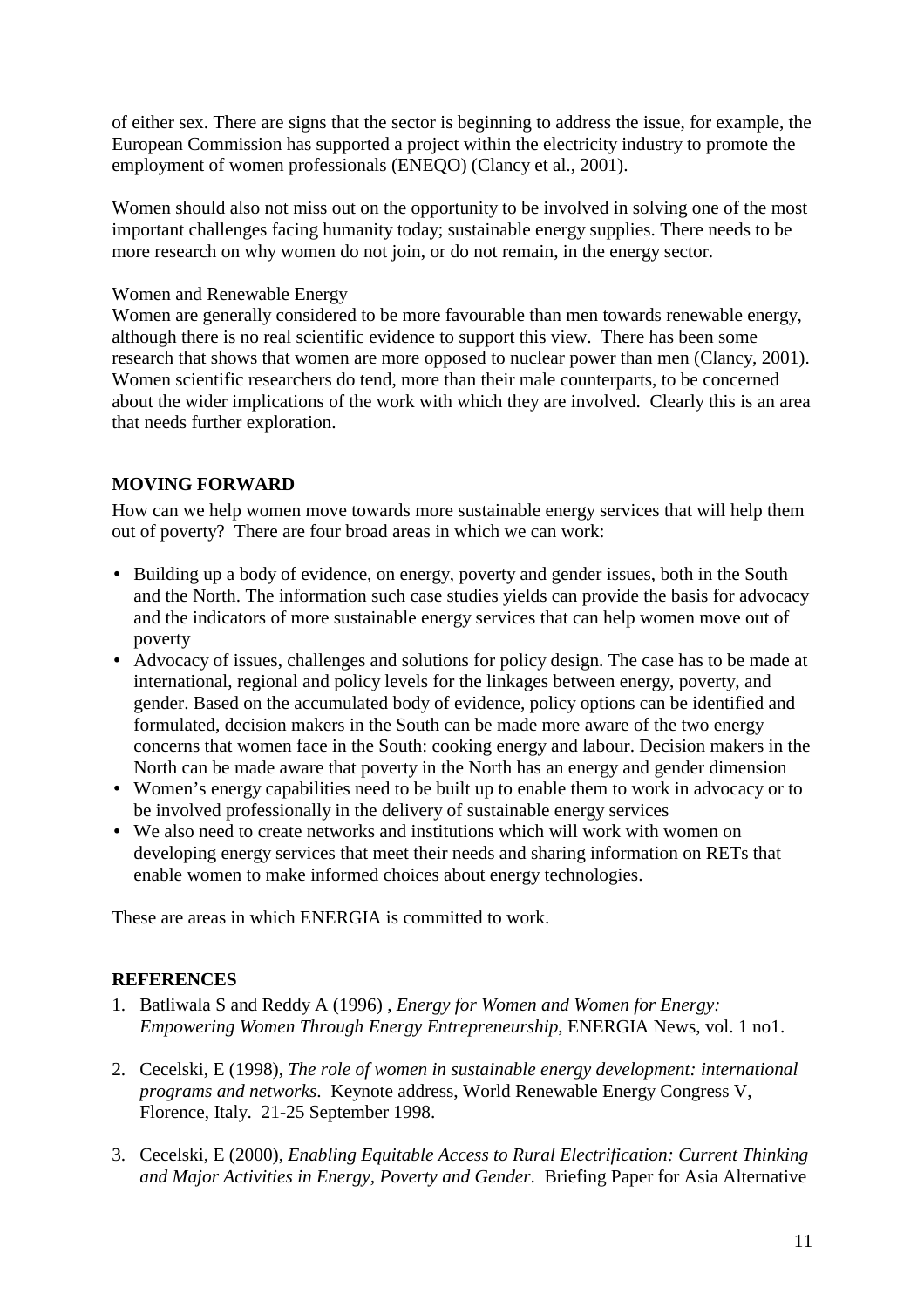of either sex. There are signs that the sector is beginning to address the issue, for example, the European Commission has supported a project within the electricity industry to promote the employment of women professionals (ENEQO) (Clancy et al., 2001).

Women should also not miss out on the opportunity to be involved in solving one of the most important challenges facing humanity today; sustainable energy supplies. There needs to be more research on why women do not join, or do not remain, in the energy sector.

Women and Renewable Energy

Women are generally considered to be more favourable than men towards renewable energy, although there is no real scientific evidence to support this view. There has been some research that shows that women are more opposed to nuclear power than men (Clancy, 2001). Women scientific researchers do tend, more than their male counterparts, to be concerned about the wider implications of the work with which they are involved. Clearly this is an area that needs further exploration.

## MOVING FORWARD

How can we help women move towards more sustainable energy services that will help them out of poverty? There are four broad areas in which we can work:

- Building up a body of evidence, on energy, poverty and gender issues, both in the South and the North. The information such case studies yields can provide the basis for advocacy and the indicators of more sustainable energy services that can help women move out of poverty
- Advocacy of issues, challenges and solutions for policy design. The case has to be made at international, regional and policy levels for the linkages between energy, poverty, and gender. Based on the accumulated body of evidence, policy options can be identified and formulated, decision makers in the South can be made more aware of the two energy concerns that women face in the South: cooking energy and labour. Decision makers in the North can be made aware that poverty in the North has an energy and gender dimension
- Women's energy capabilities need to be built up to enable them to work in advocacy or to be involved professionally in the delivery of sustainable energy services
- We also need to create networks and institutions which will work with women on developing energy services that meet their needs and sharing information on RETs that enable women to make informed choices about energy technologies.

These are areas in which ENERGIA is committed to work.

## REFERENCES

1. Batliwala S and Reddy A (1996) , *Energy for Women and Women for Energy: Empowering Women Through Energy Entrepreneurship*, ENERGIA News, vol. 1 no1.

2. Cecelski, E (1998), *The role of women in sustainable energy development: international programs and networks*. Keynote address, World Renewable Energy Congress V, Florence, Italy. 21-25 September 1998.

3. Cecelski, E (2000), *Enabling Equitable Access to Rural Electrification: Current Thinking and Major Activities in Energy, Poverty and Gender*. Briefing Paper for Asia Alternative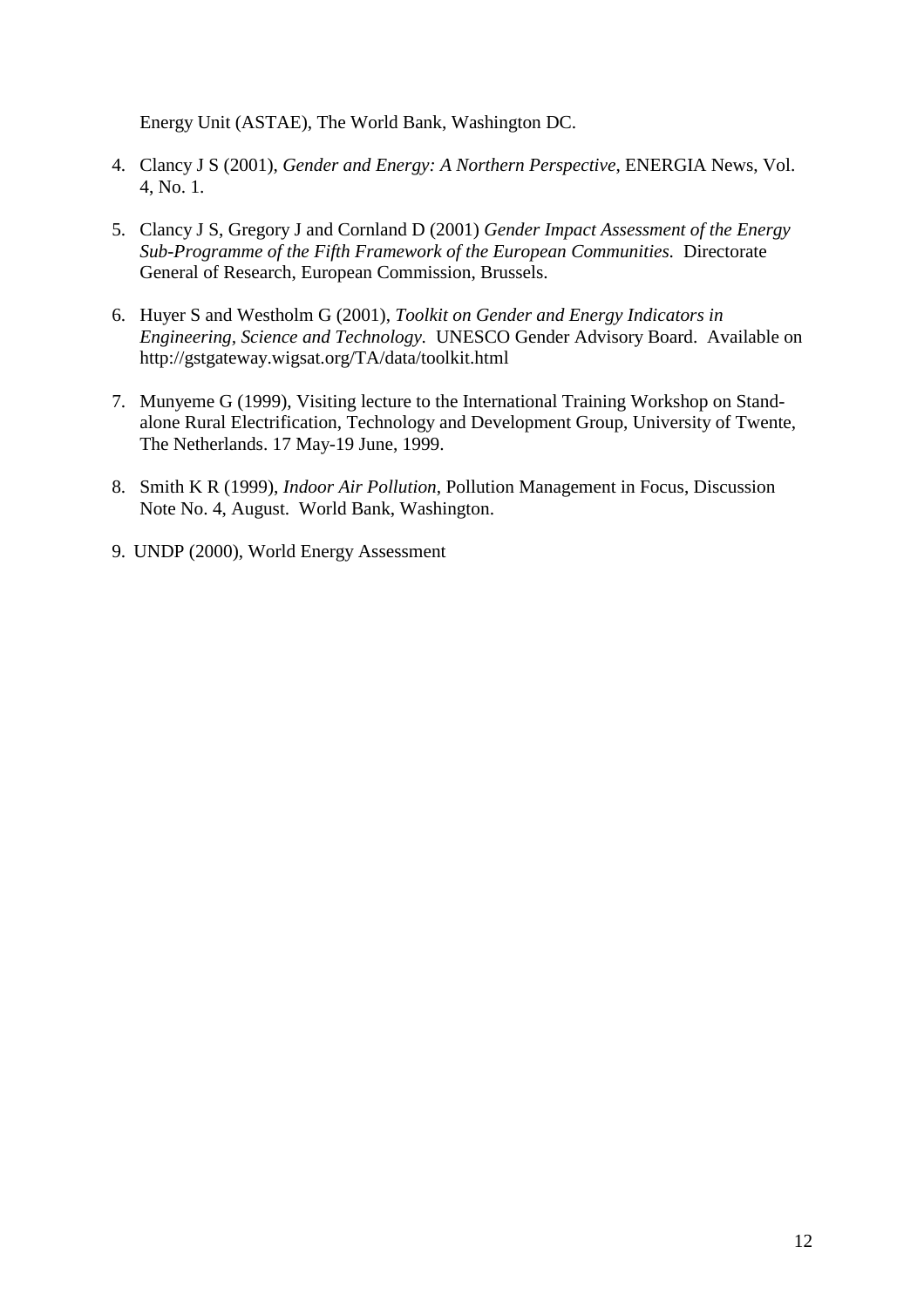Energy Unit (ASTAE), The World Bank, Washington DC.

4. Clancy J S (2001), *Gender and Energy: A Northern Perspective*, ENERGIA News, Vol. 4, No. 1.

5. Clancy J S, Gregory J and Cornland D (2001) *Gender Impact Assessment of the Energy Sub-Programme of the Fifth Framework of the European Communities.* Directorate General of Research, European Commission, Brussels.

6. Huyer S and Westholm G (2001), *Toolkit on Gender and Energy Indicators in Engineering, Science and Technology*. UNESCO Gender Advisory Board. Available on http://gstgateway.wigsat.org/TA/data/toolkit.html

7. Munyeme G (1999), Visiting lecture to the International Training Workshop on Stand-alone Rural Electrification, Technology and Development Group, University of Twente, The Netherlands. 17 May-19 June, 1999.

8. Smith K R (1999), *Indoor Air Pollution*, Pollution Management in Focus, Discussion Note No. 4, August. World Bank, Washington.

9. UNDP (2000), World Energy Assessment